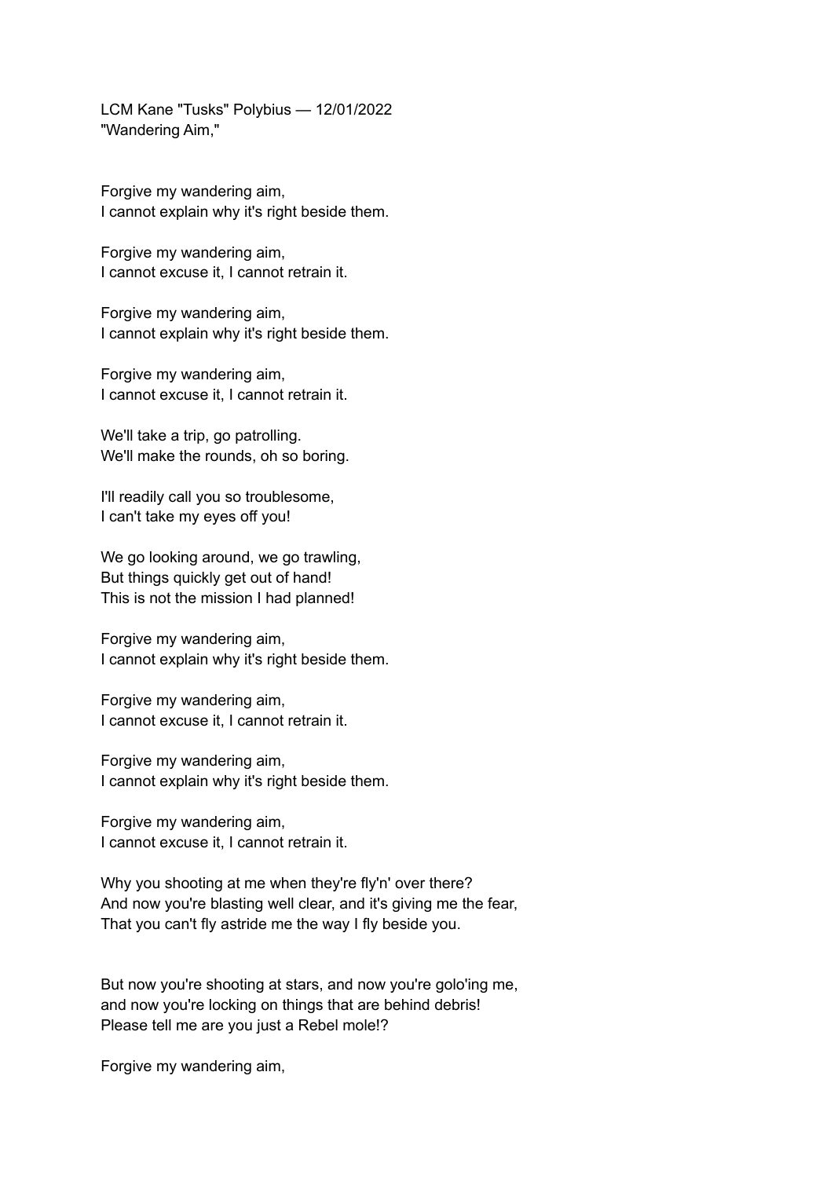LCM Kane "Tusks" Polybius — 12/01/2022
"Wandering Aim,"

Forgive my wandering aim,
I cannot explain why it's right beside them.

Forgive my wandering aim,
I cannot excuse it, I cannot retrain it.

Forgive my wandering aim,
I cannot explain why it's right beside them.

Forgive my wandering aim,
I cannot excuse it, I cannot retrain it.

We'll take a trip, go patrolling.
We'll make the rounds, oh so boring.

I'll readily call you so troublesome,
I can't take my eyes off you!

We go looking around, we go trawling,
But things quickly get out of hand!
This is not the mission I had planned!

Forgive my wandering aim,
I cannot explain why it's right beside them.

Forgive my wandering aim,
I cannot excuse it, I cannot retrain it.

Forgive my wandering aim,
I cannot explain why it's right beside them.

Forgive my wandering aim,
I cannot excuse it, I cannot retrain it.

Why you shooting at me when they're fly'n' over there?
And now you're blasting well clear, and it's giving me the fear,
That you can't fly astride me the way I fly beside you.

But now you're shooting at stars, and now you're golo'ing me,
and now you're locking on things that are behind debris!
Please tell me are you just a Rebel mole!?

Forgive my wandering aim,

Forgive my wandering aim,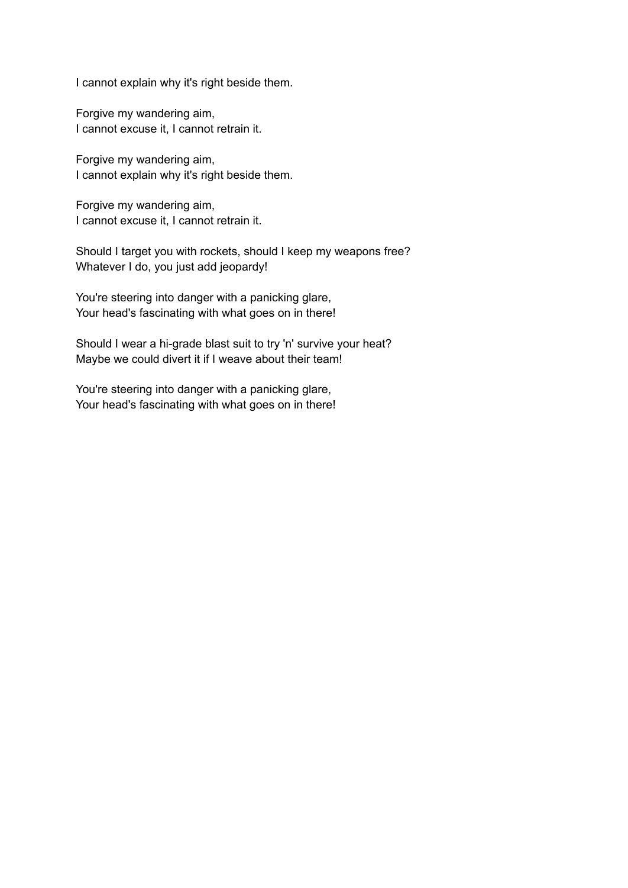I cannot explain why it's right beside them.

Forgive my wandering aim,
I cannot excuse it, I cannot retrain it.

Forgive my wandering aim,
I cannot explain why it's right beside them.

Forgive my wandering aim,
I cannot excuse it, I cannot retrain it.

Should I target you with rockets, should I keep my weapons free?
Whatever I do, you just add jeopardy!

You're steering into danger with a panicking glare,
Your head's fascinating with what goes on in there!

Should I wear a hi-grade blast suit to try 'n' survive your heat?
Maybe we could divert it if I weave about their team!

You're steering into danger with a panicking glare,
Your head's fascinating with what goes on in there!